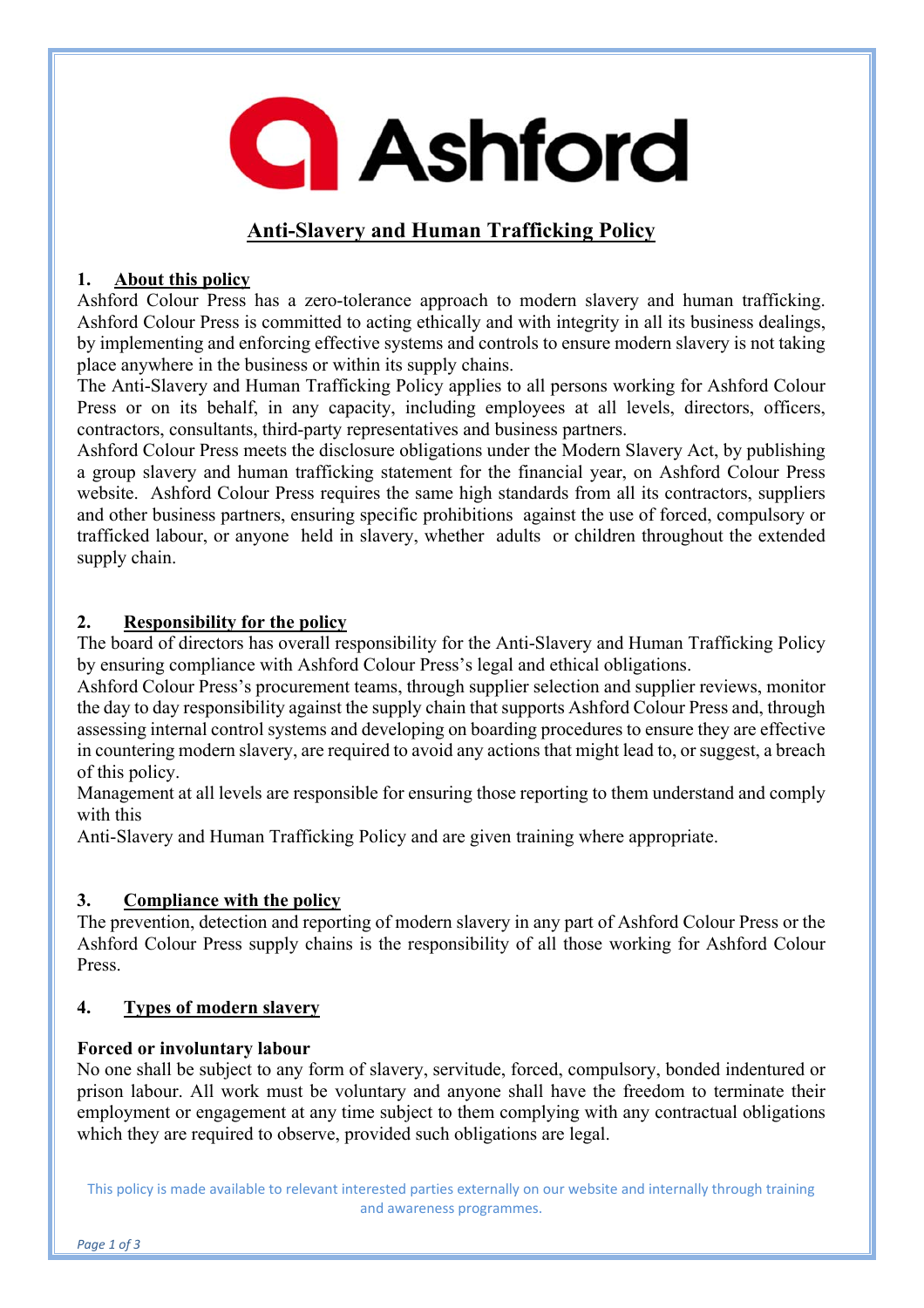Ashford

# Anti-Slavery and Human Trafficking Policy

## 1. About this policy

Ashford Colour Press has a zero-tolerance approach to modern slavery and human trafficking. Ashford Colour Press is committed to acting ethically and with integrity in all its business dealings, by implementing and enforcing effective systems and controls to ensure modern slavery is not taking place anywhere in the business or within its supply chains.

The Anti-Slavery and Human Trafficking Policy applies to all persons working for Ashford Colour Press or on its behalf, in any capacity, including employees at all levels, directors, officers, contractors, consultants, third-party representatives and business partners.

Ashford Colour Press meets the disclosure obligations under the Modern Slavery Act, by publishing a group slavery and human trafficking statement for the financial year, on Ashford Colour Press website. Ashford Colour Press requires the same high standards from all its contractors, suppliers and other business partners, ensuring specific prohibitions against the use of forced, compulsory or trafficked labour, or anyone held in slavery, whether adults or children throughout the extended supply chain.

## 2. Responsibility for the policy

The board of directors has overall responsibility for the Anti-Slavery and Human Trafficking Policy by ensuring compliance with Ashford Colour Press's legal and ethical obligations.

Ashford Colour Press's procurement teams, through supplier selection and supplier reviews, monitor the day to day responsibility against the supply chain that supports Ashford Colour Press and, through assessing internal control systems and developing on boarding procedures to ensure they are effective in countering modern slavery, are required to avoid any actions that might lead to, or suggest, a breach of this policy.

Management at all levels are responsible for ensuring those reporting to them understand and comply with this

Anti-Slavery and Human Trafficking Policy and are given training where appropriate.

## 3. Compliance with the policy

The prevention, detection and reporting of modern slavery in any part of Ashford Colour Press or the Ashford Colour Press supply chains is the responsibility of all those working for Ashford Colour Press.

## 4. Types of modern slavery

**Forced or involuntary labour**

No one shall be subject to any form of slavery, servitude, forced, compulsory, bonded indentured or prison labour. All work must be voluntary and anyone shall have the freedom to terminate their employment or engagement at any time subject to them complying with any contractual obligations which they are required to observe, provided such obligations are legal.

This policy is made available to relevant interested parties externally on our website and internally through training and awareness programmes.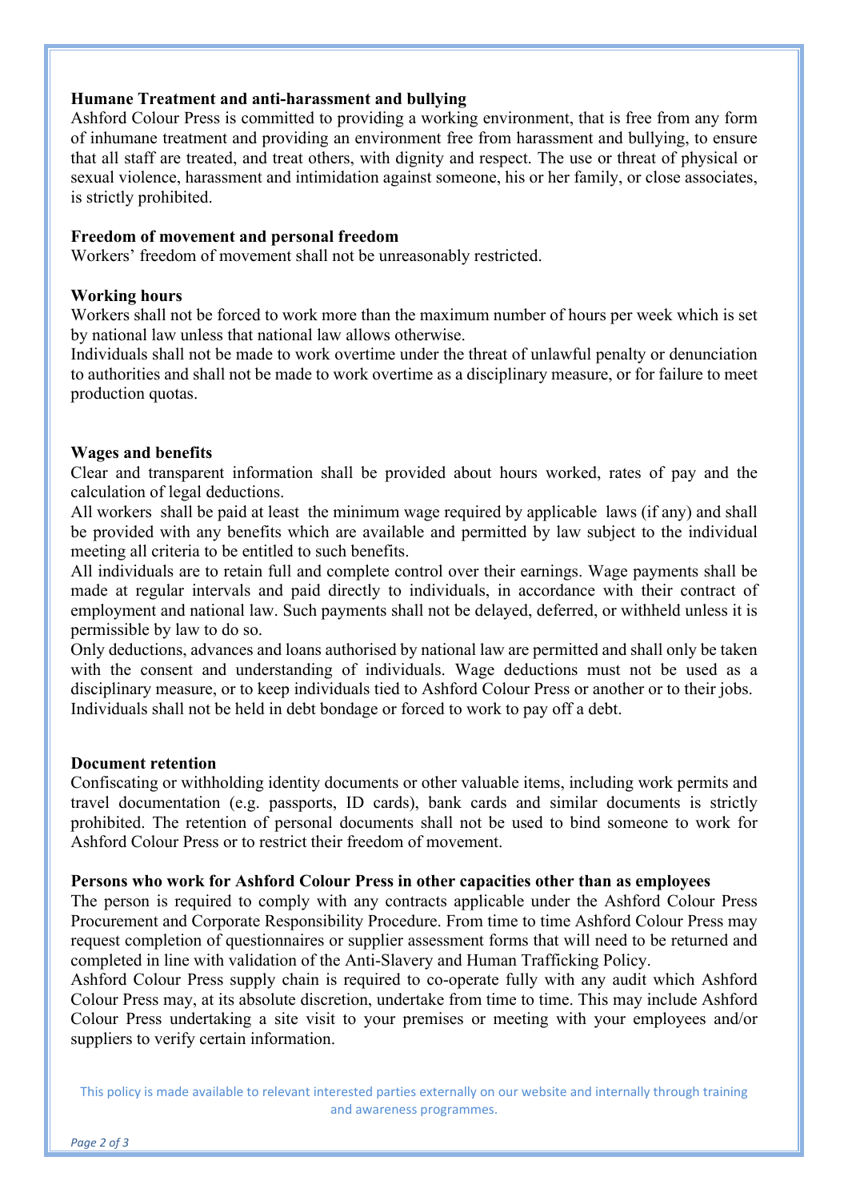**Humane Treatment and anti-harassment and bullying**

Ashford Colour Press is committed to providing a working environment, that is free from any form of inhumane treatment and providing an environment free from harassment and bullying, to ensure that all staff are treated, and treat others, with dignity and respect. The use or threat of physical or sexual violence, harassment and intimidation against someone, his or her family, or close associates, is strictly prohibited.

**Freedom of movement and personal freedom**

Workers' freedom of movement shall not be unreasonably restricted.

**Working hours**

Workers shall not be forced to work more than the maximum number of hours per week which is set by national law unless that national law allows otherwise.

Individuals shall not be made to work overtime under the threat of unlawful penalty or denunciation to authorities and shall not be made to work overtime as a disciplinary measure, or for failure to meet production quotas.

**Wages and benefits**

Clear and transparent information shall be provided about hours worked, rates of pay and the calculation of legal deductions.

All workers shall be paid at least the minimum wage required by applicable laws (if any) and shall be provided with any benefits which are available and permitted by law subject to the individual meeting all criteria to be entitled to such benefits.

All individuals are to retain full and complete control over their earnings. Wage payments shall be made at regular intervals and paid directly to individuals, in accordance with their contract of employment and national law. Such payments shall not be delayed, deferred, or withheld unless it is permissible by law to do so.

Only deductions, advances and loans authorised by national law are permitted and shall only be taken with the consent and understanding of individuals. Wage deductions must not be used as a disciplinary measure, or to keep individuals tied to Ashford Colour Press or another or to their jobs. Individuals shall not be held in debt bondage or forced to work to pay off a debt.

**Document retention**

Confiscating or withholding identity documents or other valuable items, including work permits and travel documentation (e.g. passports, ID cards), bank cards and similar documents is strictly prohibited. The retention of personal documents shall not be used to bind someone to work for Ashford Colour Press or to restrict their freedom of movement.

**Persons who work for Ashford Colour Press in other capacities other than as employees**

The person is required to comply with any contracts applicable under the Ashford Colour Press Procurement and Corporate Responsibility Procedure. From time to time Ashford Colour Press may request completion of questionnaires or supplier assessment forms that will need to be returned and completed in line with validation of the Anti-Slavery and Human Trafficking Policy.

Ashford Colour Press supply chain is required to co-operate fully with any audit which Ashford Colour Press may, at its absolute discretion, undertake from time to time. This may include Ashford Colour Press undertaking a site visit to your premises or meeting with your employees and/or suppliers to verify certain information.

This policy is made available to relevant interested parties externally on our website and internally through training and awareness programmes.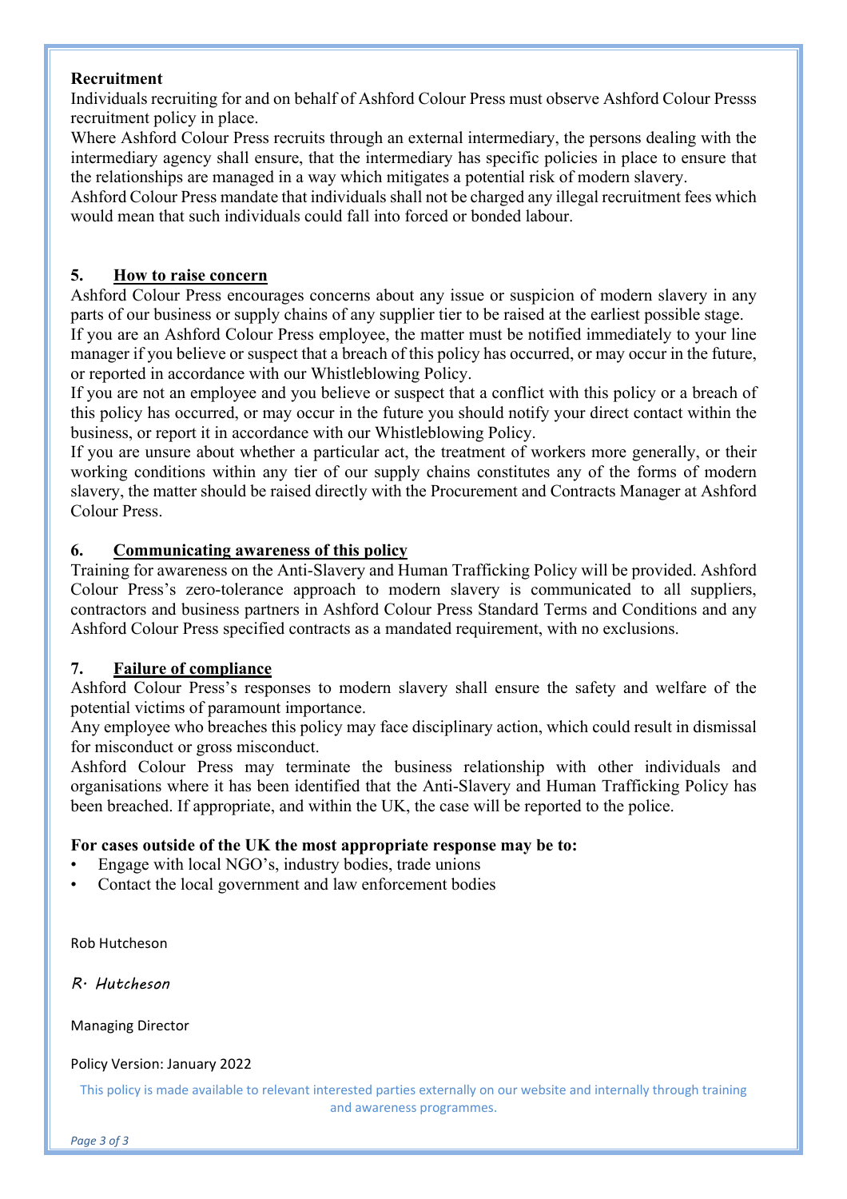**Recruitment**

Individuals recruiting for and on behalf of Ashford Colour Press must observe Ashford Colour Presss recruitment policy in place.

Where Ashford Colour Press recruits through an external intermediary, the persons dealing with the intermediary agency shall ensure, that the intermediary has specific policies in place to ensure that the relationships are managed in a way which mitigates a potential risk of modern slavery.

Ashford Colour Press mandate that individuals shall not be charged any illegal recruitment fees which would mean that such individuals could fall into forced or bonded labour.

## 5. How to raise concern

Ashford Colour Press encourages concerns about any issue or suspicion of modern slavery in any parts of our business or supply chains of any supplier tier to be raised at the earliest possible stage.

If you are an Ashford Colour Press employee, the matter must be notified immediately to your line manager if you believe or suspect that a breach of this policy has occurred, or may occur in the future, or reported in accordance with our Whistleblowing Policy.

If you are not an employee and you believe or suspect that a conflict with this policy or a breach of this policy has occurred, or may occur in the future you should notify your direct contact within the business, or report it in accordance with our Whistleblowing Policy.

If you are unsure about whether a particular act, the treatment of workers more generally, or their working conditions within any tier of our supply chains constitutes any of the forms of modern slavery, the matter should be raised directly with the Procurement and Contracts Manager at Ashford Colour Press.

## 6. Communicating awareness of this policy

Training for awareness on the Anti-Slavery and Human Trafficking Policy will be provided. Ashford Colour Press's zero-tolerance approach to modern slavery is communicated to all suppliers, contractors and business partners in Ashford Colour Press Standard Terms and Conditions and any Ashford Colour Press specified contracts as a mandated requirement, with no exclusions.

## 7. Failure of compliance

Ashford Colour Press's responses to modern slavery shall ensure the safety and welfare of the potential victims of paramount importance.

Any employee who breaches this policy may face disciplinary action, which could result in dismissal for misconduct or gross misconduct.

Ashford Colour Press may terminate the business relationship with other individuals and organisations where it has been identified that the Anti-Slavery and Human Trafficking Policy has been breached. If appropriate, and within the UK, the case will be reported to the police.

**For cases outside of the UK the most appropriate response may be to:**

- Engage with local NGO's, industry bodies, trade unions
- Contact the local government and law enforcement bodies

Rob Hutcheson

*R. Hutcheson*

Managing Director

Policy Version: January 2022

This policy is made available to relevant interested parties externally on our website and internally through training and awareness programmes.